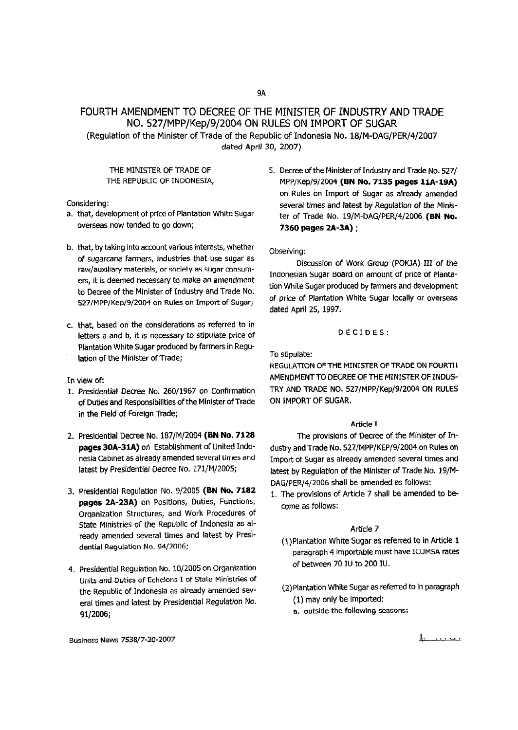# FOURTH AMENDMENT TO DECREE OF THE MINISTER OF INDUSTRY AND TRADE NO. 527/MPP/Kep/9/2004 ON RULES ON IMPORT OF SUGAR

(Regulation of the Minister of Trade of the Republic of Indonesia No. 18/M-DAG/PER/4/2007 dated April 30, 2007)

THE MINISTER OF TRADE OF THE REPUBLIC OF INDONESIA,

Considering:

a. that, development of price of Plantation White Sugar overseas now tended to go down;

b. that, by taking into account various interests, whether of sugarcane farmers, industries that use sugar as raw/auxiliary materials, or society as sugar consumers, it is deemed necessary to make an amendment to Decree of the Minister of Industry and Trade No. 527/MPP/Kep/9/2004 on Rules on Import of Sugar;

c. that, based on the considerations as referred to in letters a and b, it is necessary to stipulate price of Plantation White Sugar produced by farmers in Regulation of the Minister of Trade;

In view of:

1. Presidential Decree No. 260/1967 on Confirmation of Duties and Responsibilities of the Minister of Trade in the Field of Foreign Trade;

2. Presidential Decree No. 187/M/2004 **(BN No. 7128 pages 30A-31A)** on Establishment of United Indonesia Cabinet as already amended several times and latest by Presidential Decree No. 171/M/2005;

3. Presidential Regulation No. 9/2005 **(BN No. 7182 pages 2A-23A)** on Positions, Duties, Functions, Organization Structures, and Work Procedures of State Ministries of the Republic of Indonesia as already amended several times and latest by Presidential Regulation No. 94/2006;

4. Presidential Regulation No. 10/2005 on Organization Units and Duties of Echelons I of State Ministries of the Republic of Indonesia as already amended several times and latest by Presidential Regulation No. 91/2006;

5. Decree of the Minister of Industry and Trade No. 527/MPP/Kep/9/2004 **(BN No. 7135 pages 11A-19A)** on Rules on Import of Sugar as already amended several times and latest by Regulation of the Minister of Trade No. 19/M-DAG/PER/4/2006 **(BN No. 7360 pages 2A-3A)**;

Observing:

Discussion of Work Group (POKJA) III of the Indonesian Sugar Board on amount of price of Plantation White Sugar produced by farmers and development of price of Plantation White Sugar locally or overseas dated April 25, 1997.

DECIDES:

To stipulate:

REGULATION OF THE MINISTER OF TRADE ON FOURTH AMENDMENT TO DECREE OF THE MINISTER OF INDUSTRY AND TRADE NO. 527/MPP/Kep/9/2004 ON RULES ON IMPORT OF SUGAR.

## Article I

The provisions of Decree of the Minister of Industry and Trade No. 527/MPP/KEP/9/2004 on Rules on Import of Sugar as already amended several times and latest by Regulation of the Minister of Trade No. 19/M-DAG/PER/4/2006 shall be amended as follows:

1. The provisions of Article 7 shall be amended to become as follows:

### Article 7

(1) Plantation White Sugar as referred to in Article 1 paragraph 4 importable must have ICUMSA rates of between 70 IU to 200 IU.

(2) Plantation White Sugar as referred to in paragraph (1) may only be imported:

a. outside the following seasons: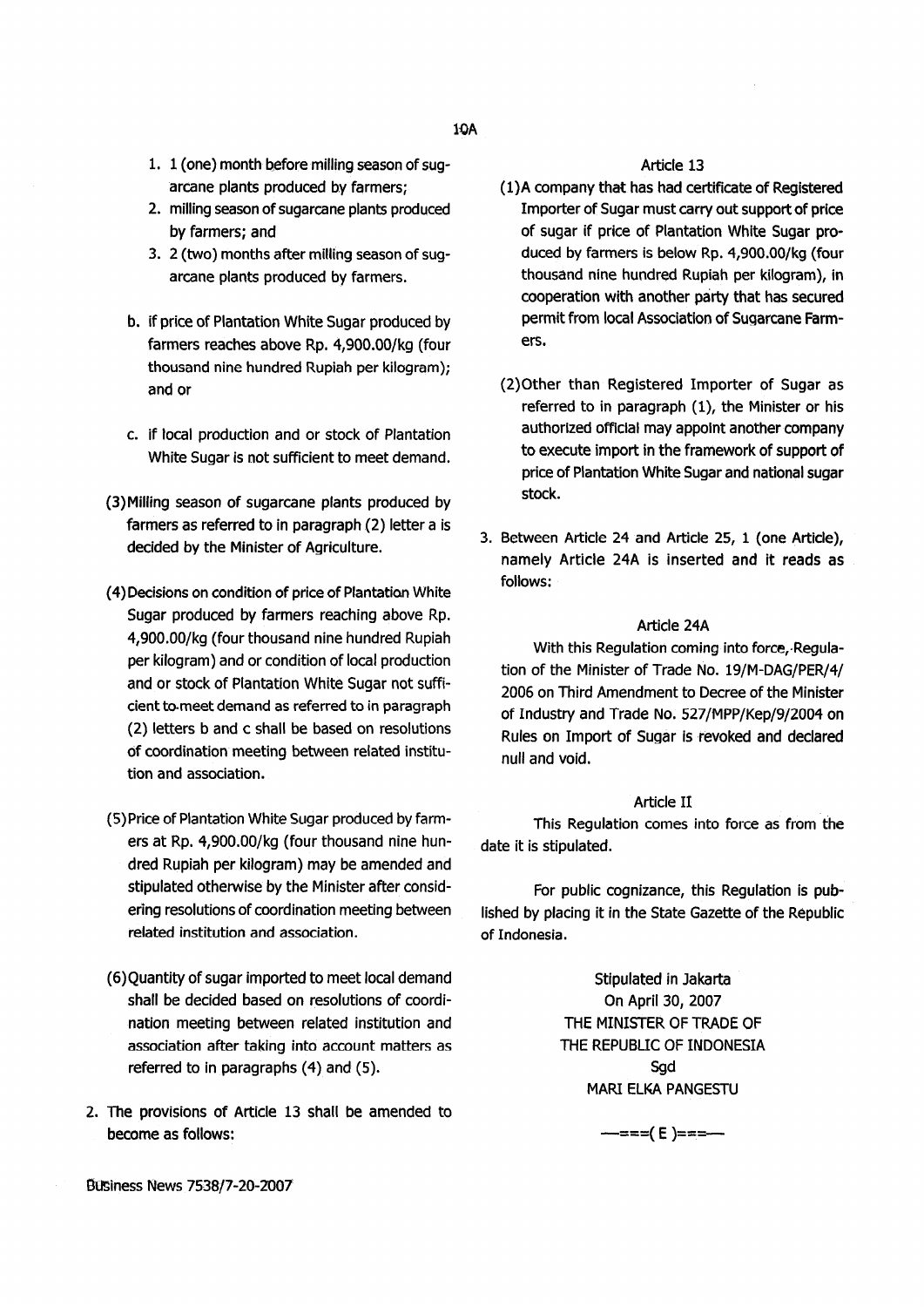1. 1 (one) month before milling season of sugarcane plants produced by farmers;
2. milling season of sugarcane plants produced by farmers; and
3. 2 (two) months after milling season of sugarcane plants produced by farmers.

b. if price of Plantation White Sugar produced by farmers reaches above Rp. 4,900.00/kg (four thousand nine hundred Rupiah per kilogram); and or

c. if local production and or stock of Plantation White Sugar is not sufficient to meet demand.

(3) Milling season of sugarcane plants produced by farmers as referred to in paragraph (2) letter a is decided by the Minister of Agriculture.

(4) Decisions on condition of price of Plantation White Sugar produced by farmers reaching above Rp. 4,900.00/kg (four thousand nine hundred Rupiah per kilogram) and or condition of local production and or stock of Plantation White Sugar not sufficient to meet demand as referred to in paragraph (2) letters b and c shall be based on resolutions of coordination meeting between related institution and association.

(5) Price of Plantation White Sugar produced by farmers at Rp. 4,900.00/kg (four thousand nine hundred Rupiah per kilogram) may be amended and stipulated otherwise by the Minister after considering resolutions of coordination meeting between related institution and association.

(6) Quantity of sugar imported to meet local demand shall be decided based on resolutions of coordination meeting between related institution and association after taking into account matters as referred to in paragraphs (4) and (5).

2. The provisions of Article 13 shall be amended to become as follows:

Article 13

(1) A company that has had certificate of Registered Importer of Sugar must carry out support of price of sugar if price of Plantation White Sugar produced by farmers is below Rp. 4,900.00/kg (four thousand nine hundred Rupiah per kilogram), in cooperation with another party that has secured permit from local Association of Sugarcane Farmers.

(2) Other than Registered Importer of Sugar as referred to in paragraph (1), the Minister or his authorized official may appoint another company to execute import in the framework of support of price of Plantation White Sugar and national sugar stock.

3. Between Article 24 and Article 25, 1 (one Article), namely Article 24A is inserted and it reads as follows:

Article 24A

With this Regulation coming into force, Regulation of the Minister of Trade No. 19/M-DAG/PER/4/2006 on Third Amendment to Decree of the Minister of Industry and Trade No. 527/MPP/Kep/9/2004 on Rules on Import of Sugar is revoked and declared null and void.

Article II

This Regulation comes into force as from the date it is stipulated.

For public cognizance, this Regulation is published by placing it in the State Gazette of the Republic of Indonesia.

Stipulated in Jakarta
On April 30, 2007
THE MINISTER OF TRADE OF
THE REPUBLIC OF INDONESIA
Sgd
MARI ELKA PANGESTU

---===( E )===---